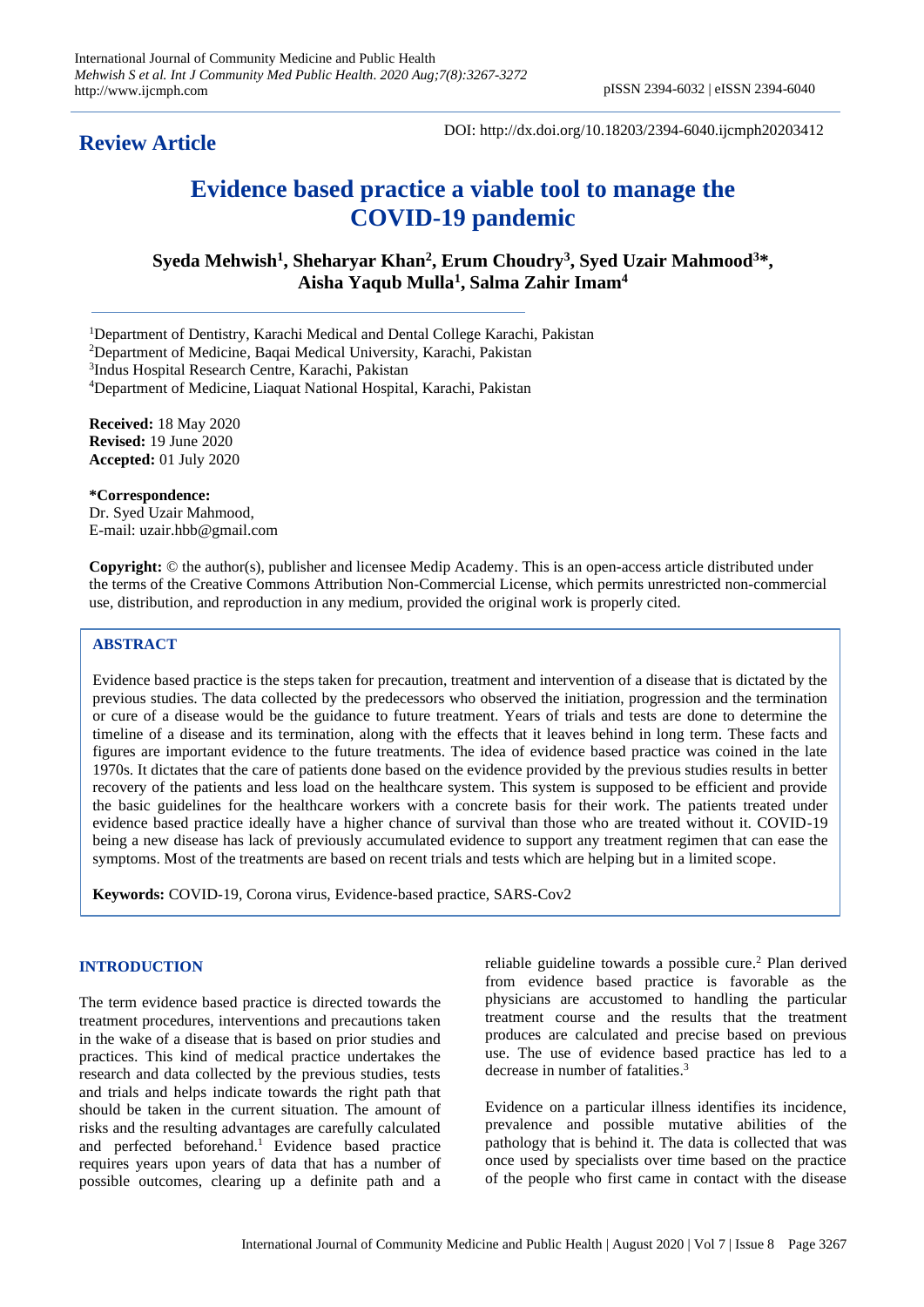**Review Article**

DOI: http://dx.doi.org/10.18203/2394-6040.ijcmph20203412

# Evidence based practice a viable tool to manage the COVID-19 pandemic

**Syeda Mehwish[1], Sheharyar Khan[2], Erum Choudry[3], Syed Uzair Mahmood[3]\*, Aisha Yaqub Mulla[1], Salma Zahir Imam[4]**

[1]Department of Dentistry, Karachi Medical and Dental College Karachi, Pakistan
[2]Department of Medicine, Baqai Medical University, Karachi, Pakistan
[3]Indus Hospital Research Centre, Karachi, Pakistan
[4]Department of Medicine, Liaquat National Hospital, Karachi, Pakistan

**Received:** 18 May 2020
**Revised:** 19 June 2020
**Accepted:** 01 July 2020

**\*Correspondence:**
Dr. Syed Uzair Mahmood,
E-mail: uzair.hbb@gmail.com

**Copyright:** © the author(s), publisher and licensee Medip Academy. This is an open-access article distributed under the terms of the Creative Commons Attribution Non-Commercial License, which permits unrestricted non-commercial use, distribution, and reproduction in any medium, provided the original work is properly cited.

## ABSTRACT

Evidence based practice is the steps taken for precaution, treatment and intervention of a disease that is dictated by the previous studies. The data collected by the predecessors who observed the initiation, progression and the termination or cure of a disease would be the guidance to future treatment. Years of trials and tests are done to determine the timeline of a disease and its termination, along with the effects that it leaves behind in long term. These facts and figures are important evidence to the future treatments. The idea of evidence based practice was coined in the late 1970s. It dictates that the care of patients done based on the evidence provided by the previous studies results in better recovery of the patients and less load on the healthcare system. This system is supposed to be efficient and provide the basic guidelines for the healthcare workers with a concrete basis for their work. The patients treated under evidence based practice ideally have a higher chance of survival than those who are treated without it. COVID-19 being a new disease has lack of previously accumulated evidence to support any treatment regimen that can ease the symptoms. Most of the treatments are based on recent trials and tests which are helping but in a limited scope.

**Keywords:** COVID-19, Corona virus, Evidence-based practice, SARS-Cov2

## INTRODUCTION

The term evidence based practice is directed towards the treatment procedures, interventions and precautions taken in the wake of a disease that is based on prior studies and practices. This kind of medical practice undertakes the research and data collected by the previous studies, tests and trials and helps indicate towards the right path that should be taken in the current situation. The amount of risks and the resulting advantages are carefully calculated and perfected beforehand.[1] Evidence based practice requires years upon years of data that has a number of possible outcomes, clearing up a definite path and a reliable guideline towards a possible cure.[2] Plan derived from evidence based practice is favorable as the physicians are accustomed to handling the particular treatment course and the results that the treatment produces are calculated and precise based on previous use. The use of evidence based practice has led to a decrease in number of fatalities.[3]

Evidence on a particular illness identifies its incidence, prevalence and possible mutative abilities of the pathology that is behind it. The data is collected that was once used by specialists over time based on the practice of the people who first came in contact with the disease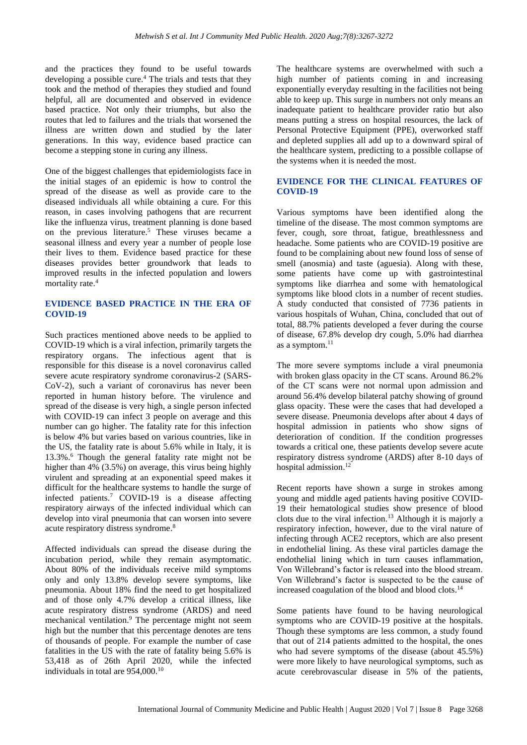and the practices they found to be useful towards developing a possible cure.[4] The trials and tests that they took and the method of therapies they studied and found helpful, all are documented and observed in evidence based practice. Not only their triumphs, but also the routes that led to failures and the trials that worsened the illness are written down and studied by the later generations. In this way, evidence based practice can become a stepping stone in curing any illness.

One of the biggest challenges that epidemiologists face in the initial stages of an epidemic is how to control the spread of the disease as well as provide care to the diseased individuals all while obtaining a cure. For this reason, in cases involving pathogens that are recurrent like the influenza virus, treatment planning is done based on the previous literature.[5] These viruses became a seasonal illness and every year a number of people lose their lives to them. Evidence based practice for these diseases provides better groundwork that leads to improved results in the infected population and lowers mortality rate.[4]

## EVIDENCE BASED PRACTICE IN THE ERA OF COVID-19

Such practices mentioned above needs to be applied to COVID-19 which is a viral infection, primarily targets the respiratory organs. The infectious agent that is responsible for this disease is a novel coronavirus called severe acute respiratory syndrome coronavirus-2 (SARS-CoV-2), such a variant of coronavirus has never been reported in human history before. The virulence and spread of the disease is very high, a single person infected with COVID-19 can infect 3 people on average and this number can go higher. The fatality rate for this infection is below 4% but varies based on various countries, like in the US, the fatality rate is about 5.6% while in Italy, it is 13.3%.[6] Though the general fatality rate might not be higher than 4% (3.5%) on average, this virus being highly virulent and spreading at an exponential speed makes it difficult for the healthcare systems to handle the surge of infected patients.[7] COVID-19 is a disease affecting respiratory airways of the infected individual which can develop into viral pneumonia that can worsen into severe acute respiratory distress syndrome.[8]

Affected individuals can spread the disease during the incubation period, while they remain asymptomatic. About 80% of the individuals receive mild symptoms only and only 13.8% develop severe symptoms, like pneumonia. About 18% find the need to get hospitalized and of those only 4.7% develop a critical illness, like acute respiratory distress syndrome (ARDS) and need mechanical ventilation.[9] The percentage might not seem high but the number that this percentage denotes are tens of thousands of people. For example the number of case fatalities in the US with the rate of fatality being 5.6% is 53,418 as of 26th April 2020, while the infected individuals in total are 954,000.[10]

The healthcare systems are overwhelmed with such a high number of patients coming in and increasing exponentially everyday resulting in the facilities not being able to keep up. This surge in numbers not only means an inadequate patient to healthcare provider ratio but also means putting a stress on hospital resources, the lack of Personal Protective Equipment (PPE), overworked staff and depleted supplies all add up to a downward spiral of the healthcare system, predicting to a possible collapse of the systems when it is needed the most.

## EVIDENCE FOR THE CLINICAL FEATURES OF COVID-19

Various symptoms have been identified along the timeline of the disease. The most common symptoms are fever, cough, sore throat, fatigue, breathlessness and headache. Some patients who are COVID-19 positive are found to be complaining about new found loss of sense of smell (anosmia) and taste (aguesia). Along with these, some patients have come up with gastrointestinal symptoms like diarrhea and some with hematological symptoms like blood clots in a number of recent studies. A study conducted that consisted of 7736 patients in various hospitals of Wuhan, China, concluded that out of total, 88.7% patients developed a fever during the course of disease, 67.8% develop dry cough, 5.0% had diarrhea as a symptom.[11]

The more severe symptoms include a viral pneumonia with broken glass opacity in the CT scans. Around 86.2% of the CT scans were not normal upon admission and around 56.4% develop bilateral patchy showing of ground glass opacity. These were the cases that had developed a severe disease. Pneumonia develops after about 4 days of hospital admission in patients who show signs of deterioration of condition. If the condition progresses towards a critical one, these patients develop severe acute respiratory distress syndrome (ARDS) after 8-10 days of hospital admission.[12]

Recent reports have shown a surge in strokes among young and middle aged patients having positive COVID-19 their hematological studies show presence of blood clots due to the viral infection.[13] Although it is majorly a respiratory infection, however, due to the viral nature of infecting through ACE2 receptors, which are also present in endothelial lining. As these viral particles damage the endothelial lining which in turn causes inflammation, Von Willebrand's factor is released into the blood stream. Von Willebrand's factor is suspected to be the cause of increased coagulation of the blood and blood clots.[14]

Some patients have found to be having neurological symptoms who are COVID-19 positive at the hospitals. Though these symptoms are less common, a study found that out of 214 patients admitted to the hospital, the ones who had severe symptoms of the disease (about 45.5%) were more likely to have neurological symptoms, such as acute cerebrovascular disease in 5% of the patients,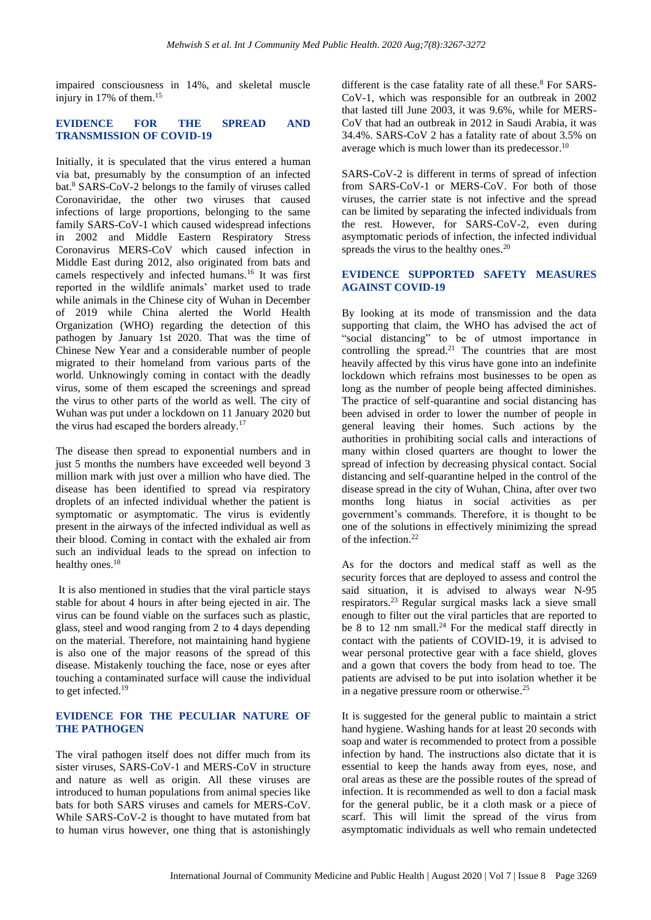impaired consciousness in 14%, and skeletal muscle injury in 17% of them.[15]

## EVIDENCE FOR THE SPREAD AND TRANSMISSION OF COVID-19

Initially, it is speculated that the virus entered a human via bat, presumably by the consumption of an infected bat.[8] SARS-CoV-2 belongs to the family of viruses called Coronaviridae, the other two viruses that caused infections of large proportions, belonging to the same family SARS-CoV-1 which caused widespread infections in 2002 and Middle Eastern Respiratory Stress Coronavirus MERS-CoV which caused infection in Middle East during 2012, also originated from bats and camels respectively and infected humans.[16] It was first reported in the wildlife animals' market used to trade while animals in the Chinese city of Wuhan in December of 2019 while China alerted the World Health Organization (WHO) regarding the detection of this pathogen by January 1st 2020. That was the time of Chinese New Year and a considerable number of people migrated to their homeland from various parts of the world. Unknowingly coming in contact with the deadly virus, some of them escaped the screenings and spread the virus to other parts of the world as well. The city of Wuhan was put under a lockdown on 11 January 2020 but the virus had escaped the borders already.[17]

The disease then spread to exponential numbers and in just 5 months the numbers have exceeded well beyond 3 million mark with just over a million who have died. The disease has been identified to spread via respiratory droplets of an infected individual whether the patient is symptomatic or asymptomatic. The virus is evidently present in the airways of the infected individual as well as their blood. Coming in contact with the exhaled air from such an individual leads to the spread on infection to healthy ones.[18]

It is also mentioned in studies that the viral particle stays stable for about 4 hours in after being ejected in air. The virus can be found viable on the surfaces such as plastic, glass, steel and wood ranging from 2 to 4 days depending on the material. Therefore, not maintaining hand hygiene is also one of the major reasons of the spread of this disease. Mistakenly touching the face, nose or eyes after touching a contaminated surface will cause the individual to get infected.[19]

## EVIDENCE FOR THE PECULIAR NATURE OF THE PATHOGEN

The viral pathogen itself does not differ much from its sister viruses, SARS-CoV-1 and MERS-CoV in structure and nature as well as origin. All these viruses are introduced to human populations from animal species like bats for both SARS viruses and camels for MERS-CoV. While SARS-CoV-2 is thought to have mutated from bat to human virus however, one thing that is astonishingly different is the case fatality rate of all these.[8] For SARS-CoV-1, which was responsible for an outbreak in 2002 that lasted till June 2003, it was 9.6%, while for MERS-CoV that had an outbreak in 2012 in Saudi Arabia, it was 34.4%. SARS-CoV 2 has a fatality rate of about 3.5% on average which is much lower than its predecessor.[10]

SARS-CoV-2 is different in terms of spread of infection from SARS-CoV-1 or MERS-CoV. For both of those viruses, the carrier state is not infective and the spread can be limited by separating the infected individuals from the rest. However, for SARS-CoV-2, even during asymptomatic periods of infection, the infected individual spreads the virus to the healthy ones.[20]

## EVIDENCE SUPPORTED SAFETY MEASURES AGAINST COVID-19

By looking at its mode of transmission and the data supporting that claim, the WHO has advised the act of "social distancing" to be of utmost importance in controlling the spread.[21] The countries that are most heavily affected by this virus have gone into an indefinite lockdown which refrains most businesses to be open as long as the number of people being affected diminishes. The practice of self-quarantine and social distancing has been advised in order to lower the number of people in general leaving their homes. Such actions by the authorities in prohibiting social calls and interactions of many within closed quarters are thought to lower the spread of infection by decreasing physical contact. Social distancing and self-quarantine helped in the control of the disease spread in the city of Wuhan, China, after over two months long hiatus in social activities as per government's commands. Therefore, it is thought to be one of the solutions in effectively minimizing the spread of the infection.[22]

As for the doctors and medical staff as well as the security forces that are deployed to assess and control the said situation, it is advised to always wear N-95 respirators.[23] Regular surgical masks lack a sieve small enough to filter out the viral particles that are reported to be 8 to 12 nm small.[24] For the medical staff directly in contact with the patients of COVID-19, it is advised to wear personal protective gear with a face shield, gloves and a gown that covers the body from head to toe. The patients are advised to be put into isolation whether it be in a negative pressure room or otherwise.[25]

It is suggested for the general public to maintain a strict hand hygiene. Washing hands for at least 20 seconds with soap and water is recommended to protect from a possible infection by hand. The instructions also dictate that it is essential to keep the hands away from eyes, nose, and oral areas as these are the possible routes of the spread of infection. It is recommended as well to don a facial mask for the general public, be it a cloth mask or a piece of scarf. This will limit the spread of the virus from asymptomatic individuals as well who remain undetected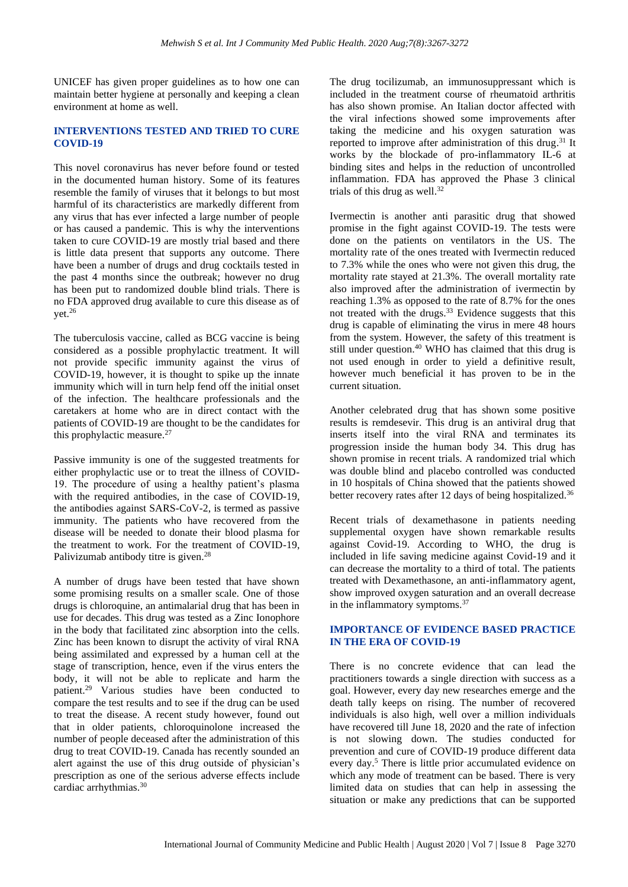UNICEF has given proper guidelines as to how one can maintain better hygiene at personally and keeping a clean environment at home as well.

## INTERVENTIONS TESTED AND TRIED TO CURE COVID-19

This novel coronavirus has never before found or tested in the documented human history. Some of its features resemble the family of viruses that it belongs to but most harmful of its characteristics are markedly different from any virus that has ever infected a large number of people or has caused a pandemic. This is why the interventions taken to cure COVID-19 are mostly trial based and there is little data present that supports any outcome. There have been a number of drugs and drug cocktails tested in the past 4 months since the outbreak; however no drug has been put to randomized double blind trials. There is no FDA approved drug available to cure this disease as of yet.[26]

The tuberculosis vaccine, called as BCG vaccine is being considered as a possible prophylactic treatment. It will not provide specific immunity against the virus of COVID-19, however, it is thought to spike up the innate immunity which will in turn help fend off the initial onset of the infection. The healthcare professionals and the caretakers at home who are in direct contact with the patients of COVID-19 are thought to be the candidates for this prophylactic measure.[27]

Passive immunity is one of the suggested treatments for either prophylactic use or to treat the illness of COVID-19. The procedure of using a healthy patient's plasma with the required antibodies, in the case of COVID-19, the antibodies against SARS-CoV-2, is termed as passive immunity. The patients who have recovered from the disease will be needed to donate their blood plasma for the treatment to work. For the treatment of COVID-19, Palivizumab antibody titre is given.[28]

A number of drugs have been tested that have shown some promising results on a smaller scale. One of those drugs is chloroquine, an antimalarial drug that has been in use for decades. This drug was tested as a Zinc Ionophore in the body that facilitated zinc absorption into the cells. Zinc has been known to disrupt the activity of viral RNA being assimilated and expressed by a human cell at the stage of transcription, hence, even if the virus enters the body, it will not be able to replicate and harm the patient.[29] Various studies have been conducted to compare the test results and to see if the drug can be used to treat the disease. A recent study however, found out that in older patients, chloroquinolone increased the number of people deceased after the administration of this drug to treat COVID-19. Canada has recently sounded an alert against the use of this drug outside of physician's prescription as one of the serious adverse effects include cardiac arrhythmias.[30]

The drug tocilizumab, an immunosuppressant which is included in the treatment course of rheumatoid arthritis has also shown promise. An Italian doctor affected with the viral infections showed some improvements after taking the medicine and his oxygen saturation was reported to improve after administration of this drug.[31] It works by the blockade of pro-inflammatory IL-6 at binding sites and helps in the reduction of uncontrolled inflammation. FDA has approved the Phase 3 clinical trials of this drug as well.[32]

Ivermectin is another anti parasitic drug that showed promise in the fight against COVID-19. The tests were done on the patients on ventilators in the US. The mortality rate of the ones treated with Ivermectin reduced to 7.3% while the ones who were not given this drug, the mortality rate stayed at 21.3%. The overall mortality rate also improved after the administration of ivermectin by reaching 1.3% as opposed to the rate of 8.7% for the ones not treated with the drugs.[33] Evidence suggests that this drug is capable of eliminating the virus in mere 48 hours from the system. However, the safety of this treatment is still under question.[40] WHO has claimed that this drug is not used enough in order to yield a definitive result, however much beneficial it has proven to be in the current situation.

Another celebrated drug that has shown some positive results is remdesevir. This drug is an antiviral drug that inserts itself into the viral RNA and terminates its progression inside the human body 34. This drug has shown promise in recent trials. A randomized trial which was double blind and placebo controlled was conducted in 10 hospitals of China showed that the patients showed better recovery rates after 12 days of being hospitalized.[36]

Recent trials of dexamethasone in patients needing supplemental oxygen have shown remarkable results against Covid-19. According to WHO, the drug is included in life saving medicine against Covid-19 and it can decrease the mortality to a third of total. The patients treated with Dexamethasone, an anti-inflammatory agent, show improved oxygen saturation and an overall decrease in the inflammatory symptoms.[37]

## IMPORTANCE OF EVIDENCE BASED PRACTICE IN THE ERA OF COVID-19

There is no concrete evidence that can lead the practitioners towards a single direction with success as a goal. However, every day new researches emerge and the death tally keeps on rising. The number of recovered individuals is also high, well over a million individuals have recovered till June 18, 2020 and the rate of infection is not slowing down. The studies conducted for prevention and cure of COVID-19 produce different data every day.[5] There is little prior accumulated evidence on which any mode of treatment can be based. There is very limited data on studies that can help in assessing the situation or make any predictions that can be supported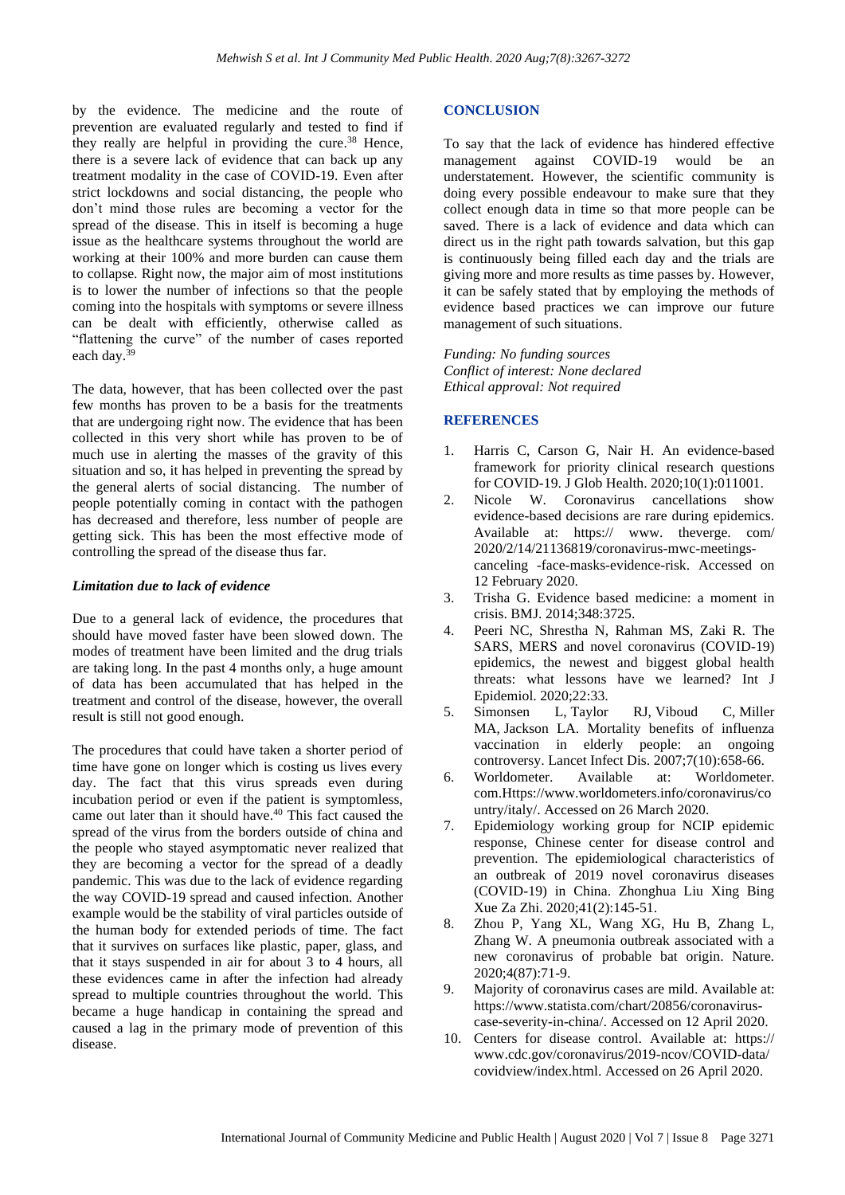by the evidence. The medicine and the route of prevention are evaluated regularly and tested to find if they really are helpful in providing the cure.[38] Hence, there is a severe lack of evidence that can back up any treatment modality in the case of COVID-19. Even after strict lockdowns and social distancing, the people who don't mind those rules are becoming a vector for the spread of the disease. This in itself is becoming a huge issue as the healthcare systems throughout the world are working at their 100% and more burden can cause them to collapse. Right now, the major aim of most institutions is to lower the number of infections so that the people coming into the hospitals with symptoms or severe illness can be dealt with efficiently, otherwise called as "flattening the curve" of the number of cases reported each day.[39]

The data, however, that has been collected over the past few months has proven to be a basis for the treatments that are undergoing right now. The evidence that has been collected in this very short while has proven to be of much use in alerting the masses of the gravity of this situation and so, it has helped in preventing the spread by the general alerts of social distancing. The number of people potentially coming in contact with the pathogen has decreased and therefore, less number of people are getting sick. This has been the most effective mode of controlling the spread of the disease thus far.

### *Limitation due to lack of evidence*

Due to a general lack of evidence, the procedures that should have moved faster have been slowed down. The modes of treatment have been limited and the drug trials are taking long. In the past 4 months only, a huge amount of data has been accumulated that has helped in the treatment and control of the disease, however, the overall result is still not good enough.

The procedures that could have taken a shorter period of time have gone on longer which is costing us lives every day. The fact that this virus spreads even during incubation period or even if the patient is symptomless, came out later than it should have.[40] This fact caused the spread of the virus from the borders outside of china and the people who stayed asymptomatic never realized that they are becoming a vector for the spread of a deadly pandemic. This was due to the lack of evidence regarding the way COVID-19 spread and caused infection. Another example would be the stability of viral particles outside of the human body for extended periods of time. The fact that it survives on surfaces like plastic, paper, glass, and that it stays suspended in air for about 3 to 4 hours, all these evidences came in after the infection had already spread to multiple countries throughout the world. This became a huge handicap in containing the spread and caused a lag in the primary mode of prevention of this disease.

## CONCLUSION

To say that the lack of evidence has hindered effective management against COVID-19 would be an understatement. However, the scientific community is doing every possible endeavour to make sure that they collect enough data in time so that more people can be saved. There is a lack of evidence and data which can direct us in the right path towards salvation, but this gap is continuously being filled each day and the trials are giving more and more results as time passes by. However, it can be safely stated that by employing the methods of evidence based practices we can improve our future management of such situations.

*Funding: No funding sources*
*Conflict of interest: None declared*
*Ethical approval: Not required*

## REFERENCES

1. Harris C, Carson G, Nair H. An evidence-based framework for priority clinical research questions for COVID-19. J Glob Health. 2020;10(1):011001.
2. Nicole W. Coronavirus cancellations show evidence-based decisions are rare during epidemics. Available at: https:// www. theverge. com/ 2020/2/14/21136819/coronavirus-mwc-meetings-canceling -face-masks-evidence-risk. Accessed on 12 February 2020.
3. Trisha G. Evidence based medicine: a moment in crisis. BMJ. 2014;348:3725.
4. Peeri NC, Shrestha N, Rahman MS, Zaki R. The SARS, MERS and novel coronavirus (COVID-19) epidemics, the newest and biggest global health threats: what lessons have we learned? Int J Epidemiol. 2020;22:33.
5. Simonsen L, Taylor RJ, Viboud C, Miller MA, Jackson LA. Mortality benefits of influenza vaccination in elderly people: an ongoing controversy. Lancet Infect Dis. 2007;7(10):658-66.
6. Worldometer. Available at: Worldometer. com.Https://www.worldometers.info/coronavirus/country/italy/. Accessed on 26 March 2020.
7. Epidemiology working group for NCIP epidemic response, Chinese center for disease control and prevention. The epidemiological characteristics of an outbreak of 2019 novel coronavirus diseases (COVID-19) in China. Zhonghua Liu Xing Bing Xue Za Zhi. 2020;41(2):145-51.
8. Zhou P, Yang XL, Wang XG, Hu B, Zhang L, Zhang W. A pneumonia outbreak associated with a new coronavirus of probable bat origin. Nature. 2020;4(87):71-9.
9. Majority of coronavirus cases are mild. Available at: https://www.statista.com/chart/20856/coronavirus-case-severity-in-china/. Accessed on 12 April 2020.
10. Centers for disease control. Available at: https:// www.cdc.gov/coronavirus/2019-ncov/COVID-data/ covidview/index.html. Accessed on 26 April 2020.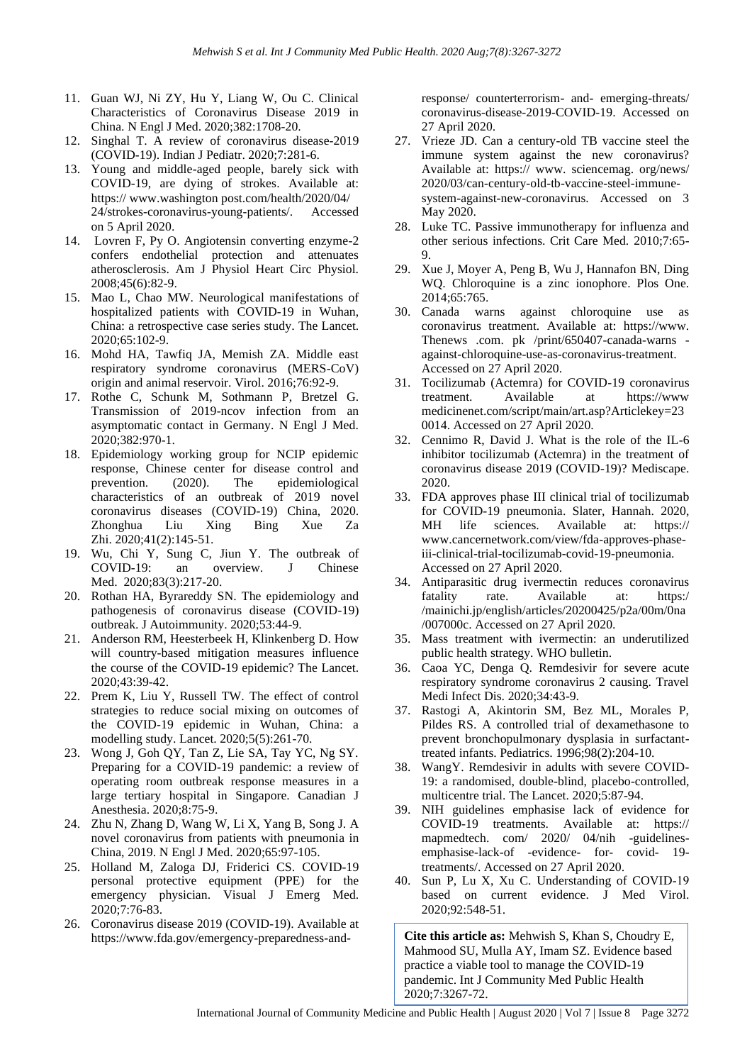11. Guan WJ, Ni ZY, Hu Y, Liang W, Ou C. Clinical Characteristics of Coronavirus Disease 2019 in China. N Engl J Med. 2020;382:1708-20.
12. Singhal T. A review of coronavirus disease-2019 (COVID-19). Indian J Pediatr. 2020;7:281-6.
13. Young and middle-aged people, barely sick with COVID-19, are dying of strokes. Available at: https:// www.washington post.com/health/2020/04/ 24/strokes-coronavirus-young-patients/. Accessed on 5 April 2020.
14. Lovren F, Py O. Angiotensin converting enzyme-2 confers endothelial protection and attenuates atherosclerosis. Am J Physiol Heart Circ Physiol. 2008;45(6):82-9.
15. Mao L, Chao MW. Neurological manifestations of hospitalized patients with COVID-19 in Wuhan, China: a retrospective case series study. The Lancet. 2020;65:102-9.
16. Mohd HA, Tawfiq JA, Memish ZA. Middle east respiratory syndrome coronavirus (MERS-CoV) origin and animal reservoir. Virol. 2016;76:92-9.
17. Rothe C, Schunk M, Sothmann P, Bretzel G. Transmission of 2019-ncov infection from an asymptomatic contact in Germany. N Engl J Med. 2020;382:970-1.
18. Epidemiology working group for NCIP epidemic response, Chinese center for disease control and prevention. (2020). The epidemiological characteristics of an outbreak of 2019 novel coronavirus diseases (COVID-19) China, 2020. Zhonghua Liu Xing Bing Xue Za Zhi. 2020;41(2):145-51.
19. Wu, Chi Y, Sung C, Jiun Y. The outbreak of COVID-19: an overview. J Chinese Med. 2020;83(3):217-20.
20. Rothan HA, Byrareddy SN. The epidemiology and pathogenesis of coronavirus disease (COVID-19) outbreak. J Autoimmunity. 2020;53:44-9.
21. Anderson RM, Heesterbeek H, Klinkenberg D. How will country-based mitigation measures influence the course of the COVID-19 epidemic? The Lancet. 2020;43:39-42.
22. Prem K, Liu Y, Russell TW. The effect of control strategies to reduce social mixing on outcomes of the COVID-19 epidemic in Wuhan, China: a modelling study. Lancet. 2020;5(5):261-70.
23. Wong J, Goh QY, Tan Z, Lie SA, Tay YC, Ng SY. Preparing for a COVID-19 pandemic: a review of operating room outbreak response measures in a large tertiary hospital in Singapore. Canadian J Anesthesia. 2020;8:75-9.
24. Zhu N, Zhang D, Wang W, Li X, Yang B, Song J. A novel coronavirus from patients with pneumonia in China, 2019. N Engl J Med. 2020;65:97-105.
25. Holland M, Zaloga DJ, Friderici CS. COVID-19 personal protective equipment (PPE) for the emergency physician. Visual J Emerg Med. 2020;7:76-83.
26. Coronavirus disease 2019 (COVID-19). Available at https://www.fda.gov/emergency-preparedness-and-response/ counterterrorism- and- emerging-threats/ coronavirus-disease-2019-COVID-19. Accessed on 27 April 2020.
27. Vrieze JD. Can a century-old TB vaccine steel the immune system against the new coronavirus? Available at: https:// www. sciencemag. org/news/ 2020/03/can-century-old-tb-vaccine-steel-immune-system-against-new-coronavirus. Accessed on 3 May 2020.
28. Luke TC. Passive immunotherapy for influenza and other serious infections. Crit Care Med. 2010;7:65-9.
29. Xue J, Moyer A, Peng B, Wu J, Hannafon BN, Ding WQ. Chloroquine is a zinc ionophore. Plos One. 2014;65:765.
30. Canada warns against chloroquine use as coronavirus treatment. Available at: https://www. Thenews .com. pk /print/650407-canada-warns -against-chloroquine-use-as-coronavirus-treatment. Accessed on 27 April 2020.
31. Tocilizumab (Actemra) for COVID-19 coronavirus treatment. Available at https://www medicinenet.com/script/main/art.asp?Articlekey=23 0014. Accessed on 27 April 2020.
32. Cennimo R, David J. What is the role of the IL-6 inhibitor tocilizumab (Actemra) in the treatment of coronavirus disease 2019 (COVID-19)? Mediscape. 2020.
33. FDA approves phase III clinical trial of tocilizumab for COVID-19 pneumonia. Slater, Hannah. 2020, MH life sciences. Available at: https:// www.cancernetwork.com/view/fda-approves-phase-iii-clinical-trial-tocilizumab-covid-19-pneumonia. Accessed on 27 April 2020.
34. Antiparasitic drug ivermectin reduces coronavirus fatality rate. Available at: https:/ /mainichi.jp/english/articles/20200425/p2a/00m/0na /007000c. Accessed on 27 April 2020.
35. Mass treatment with ivermectin: an underutilized public health strategy. WHO bulletin.
36. Caoa YC, Denga Q. Remdesivir for severe acute respiratory syndrome coronavirus 2 causing. Travel Medi Infect Dis. 2020;34:43-9.
37. Rastogi A, Akintorin SM, Bez ML, Morales P, Pildes RS. A controlled trial of dexamethasone to prevent bronchopulmonary dysplasia in surfactant-treated infants. Pediatrics. 1996;98(2):204-10.
38. WangY. Remdesivir in adults with severe COVID-19: a randomised, double-blind, placebo-controlled, multicentre trial. The Lancet. 2020;5:87-94.
39. NIH guidelines emphasise lack of evidence for COVID-19 treatments. Available at: https:// mapmedtech. com/ 2020/ 04/nih -guidelines-emphasise-lack-of -evidence- for- covid- 19-treatments/. Accessed on 27 April 2020.
40. Sun P, Lu X, Xu C. Understanding of COVID-19 based on current evidence. J Med Virol. 2020;92:548-51.

**Cite this article as:** Mehwish S, Khan S, Choudry E, Mahmood SU, Mulla AY, Imam SZ. Evidence based practice a viable tool to manage the COVID-19 pandemic. Int J Community Med Public Health 2020;7:3267-72.